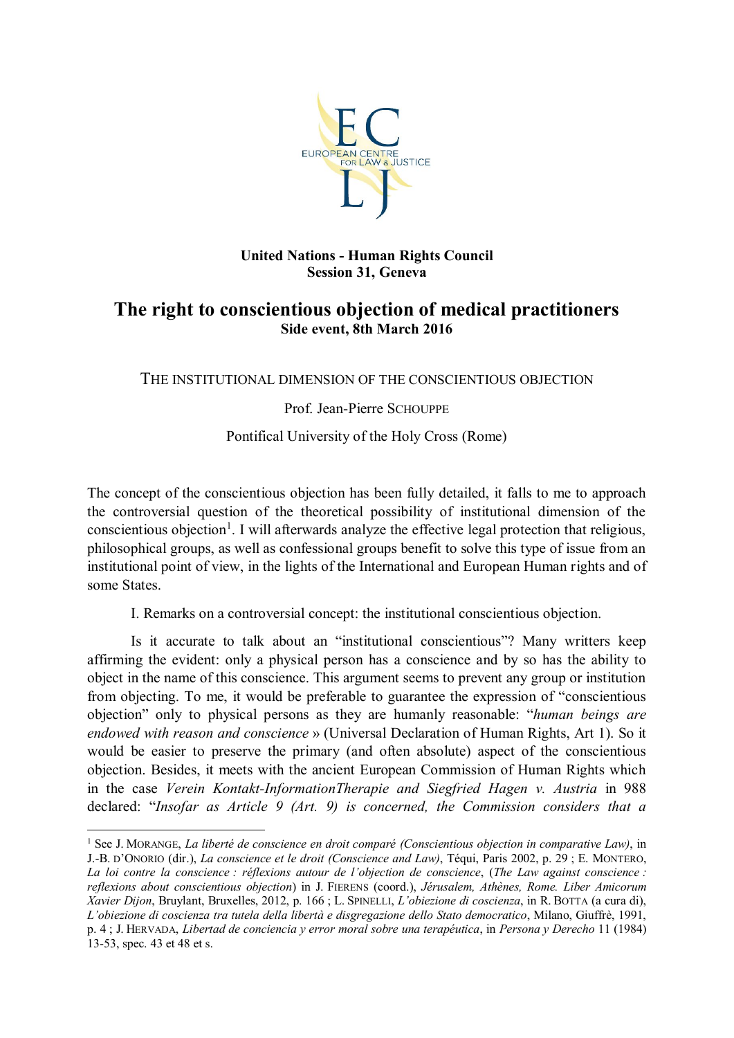**United Nations - Human Rights Council**
**Session 31, Geneva**

# The right to conscientious objection of medical practitioners

**Side event, 8th March 2016**

## THE INSTITUTIONAL DIMENSION OF THE CONSCIENTIOUS OBJECTION

Prof. Jean-Pierre SCHOUPPE

Pontifical University of the Holy Cross (Rome)

The concept of the conscientious objection has been fully detailed, it falls to me to approach the controversial question of the theoretical possibility of institutional dimension of the conscientious objection[1]. I will afterwards analyze the effective legal protection that religious, philosophical groups, as well as confessional groups benefit to solve this type of issue from an institutional point of view, in the lights of the International and European Human rights and of some States.

I. Remarks on a controversial concept: the institutional conscientious objection.

Is it accurate to talk about an "institutional conscientious"? Many writers keep affirming the evident: only a physical person has a conscience and by so has the ability to object in the name of this conscience. This argument seems to prevent any group or institution from objecting. To me, it would be preferable to guarantee the expression of "conscientious objection" only to physical persons as they are humanly reasonable: "*human beings are endowed with reason and conscience* » (Universal Declaration of Human Rights, Art 1). So it would be easier to preserve the primary (and often absolute) aspect of the conscientious objection. Besides, it meets with the ancient European Commission of Human Rights which in the case *Verein Kontakt-InformationTherapie and Siegfried Hagen v. Austria* in 988 declared: "*Insofar as Article 9 (Art. 9) is concerned, the Commission considers that a*

---

[1] See J. MORANGE, *La liberté de conscience en droit comparé (Conscientious objection in comparative Law)*, in J.-B. D'ONORIO (dir.), *La conscience et le droit (Conscience and Law)*, Téqui, Paris 2002, p. 29 ; E. MONTERO, *La loi contre la conscience : réflexions autour de l'objection de conscience*, (*The Law against conscience : reflexions about conscientious objection*) in J. FIERENS (coord.), *Jérusalem, Athènes, Rome. Liber Amicorum Xavier Dijon*, Bruylant, Bruxelles, 2012, p. 166 ; L. SPINELLI, *L'obiezione di coscienza*, in R. BOTTA (a cura di), *L'obiezione di coscienza tra tutela della libertà e disgregazione dello Stato democratico*, Milano, Giuffrè, 1991, p. 4 ; J. HERVADA, *Libertad de conciencia y error moral sobre una terapéutica*, in *Persona y Derecho* 11 (1984) 13-53, spec. 43 et 48 et s.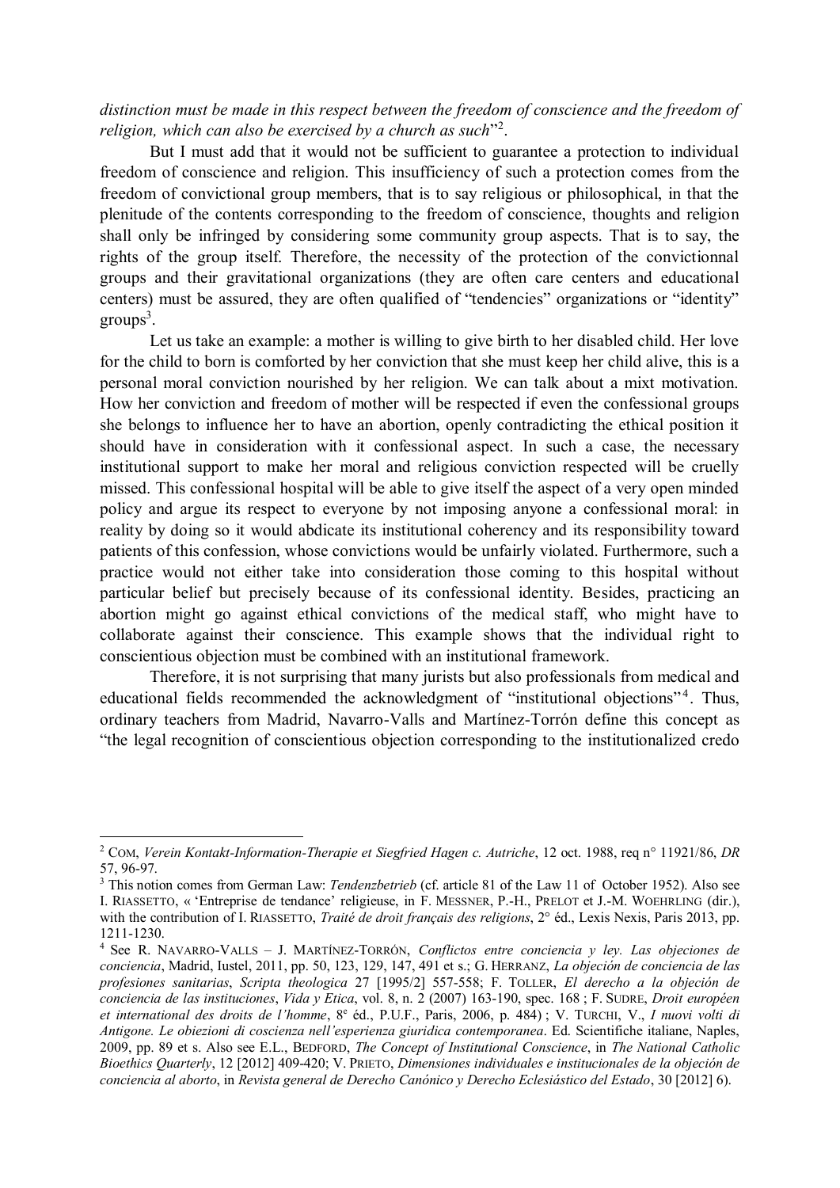*distinction must be made in this respect between the freedom of conscience and the freedom of religion, which can also be exercised by a church as such*"[2].

But I must add that it would not be sufficient to guarantee a protection to individual freedom of conscience and religion. This insufficiency of such a protection comes from the freedom of convictional group members, that is to say religious or philosophical, in that the plenitude of the contents corresponding to the freedom of conscience, thoughts and religion shall only be infringed by considering some community group aspects. That is to say, the rights of the group itself. Therefore, the necessity of the protection of the convictionnal groups and their gravitational organizations (they are often care centers and educational centers) must be assured, they are often qualified of "tendencies" organizations or "identity" groups[3].

Let us take an example: a mother is willing to give birth to her disabled child. Her love for the child to born is comforted by her conviction that she must keep her child alive, this is a personal moral conviction nourished by her religion. We can talk about a mixt motivation. How her conviction and freedom of mother will be respected if even the confessional groups she belongs to influence her to have an abortion, openly contradicting the ethical position it should have in consideration with it confessional aspect. In such a case, the necessary institutional support to make her moral and religious conviction respected will be cruelly missed. This confessional hospital will be able to give itself the aspect of a very open minded policy and argue its respect to everyone by not imposing anyone a confessional moral: in reality by doing so it would abdicate its institutional coherency and its responsibility toward patients of this confession, whose convictions would be unfairly violated. Furthermore, such a practice would not either take into consideration those coming to this hospital without particular belief but precisely because of its confessional identity. Besides, practicing an abortion might go against ethical convictions of the medical staff, who might have to collaborate against their conscience. This example shows that the individual right to conscientious objection must be combined with an institutional framework.

Therefore, it is not surprising that many jurists but also professionals from medical and educational fields recommended the acknowledgment of "institutional objections"[4]. Thus, ordinary teachers from Madrid, Navarro-Valls and Martínez-Torrón define this concept as "the legal recognition of conscientious objection corresponding to the institutionalized credo

---

[2] COM, *Verein Kontakt-Information-Therapie et Siegfried Hagen c. Autriche*, 12 oct. 1988, req n° 11921/86, *DR* 57, 96-97.

[3] This notion comes from German Law: *Tendenzbetrieb* (cf. article 81 of the Law 11 of October 1952). Also see I. RIASSETTO, « 'Entreprise de tendance' religieuse, in F. MESSNER, P.-H., PRELOT et J.-M. WOEHRLING (dir.), with the contribution of I. RIASSETTO, *Traité de droit français des religions*, 2° éd., Lexis Nexis, Paris 2013, pp. 1211-1230.

[4] See R. NAVARRO-VALLS – J. MARTÍNEZ-TORRÓN, *Conflictos entre conciencia y ley. Las objeciones de conciencia*, Madrid, Iustel, 2011, pp. 50, 123, 129, 147, 491 et s.; G. HERRANZ, *La objeción de conciencia de las profesiones sanitarias*, *Scripta theologica* 27 [1995/2] 557-558; F. TOLLER, *El derecho a la objeción de conciencia de las instituciones*, *Vida y Etica*, vol. 8, n. 2 (2007) 163-190, spec. 168 ; F. SUDRE, *Droit européen et international des droits de l'homme*, 8e éd., P.U.F., Paris, 2006, p. 484) ; V. TURCHI, V., *I nuovi volti di Antigone. Le obiezioni di coscienza nell'esperienza giuridica contemporanea*. Ed. Scientifiche italiane, Naples, 2009, pp. 89 et s. Also see E.L., BEDFORD, *The Concept of Institutional Conscience*, in *The National Catholic Bioethics Quarterly*, 12 [2012] 409-420; V. PRIETO, *Dimensiones individuales e institucionales de la objeción de conciencia al aborto*, in *Revista general de Derecho Canónico y Derecho Eclesiástico del Estado*, 30 [2012] 6).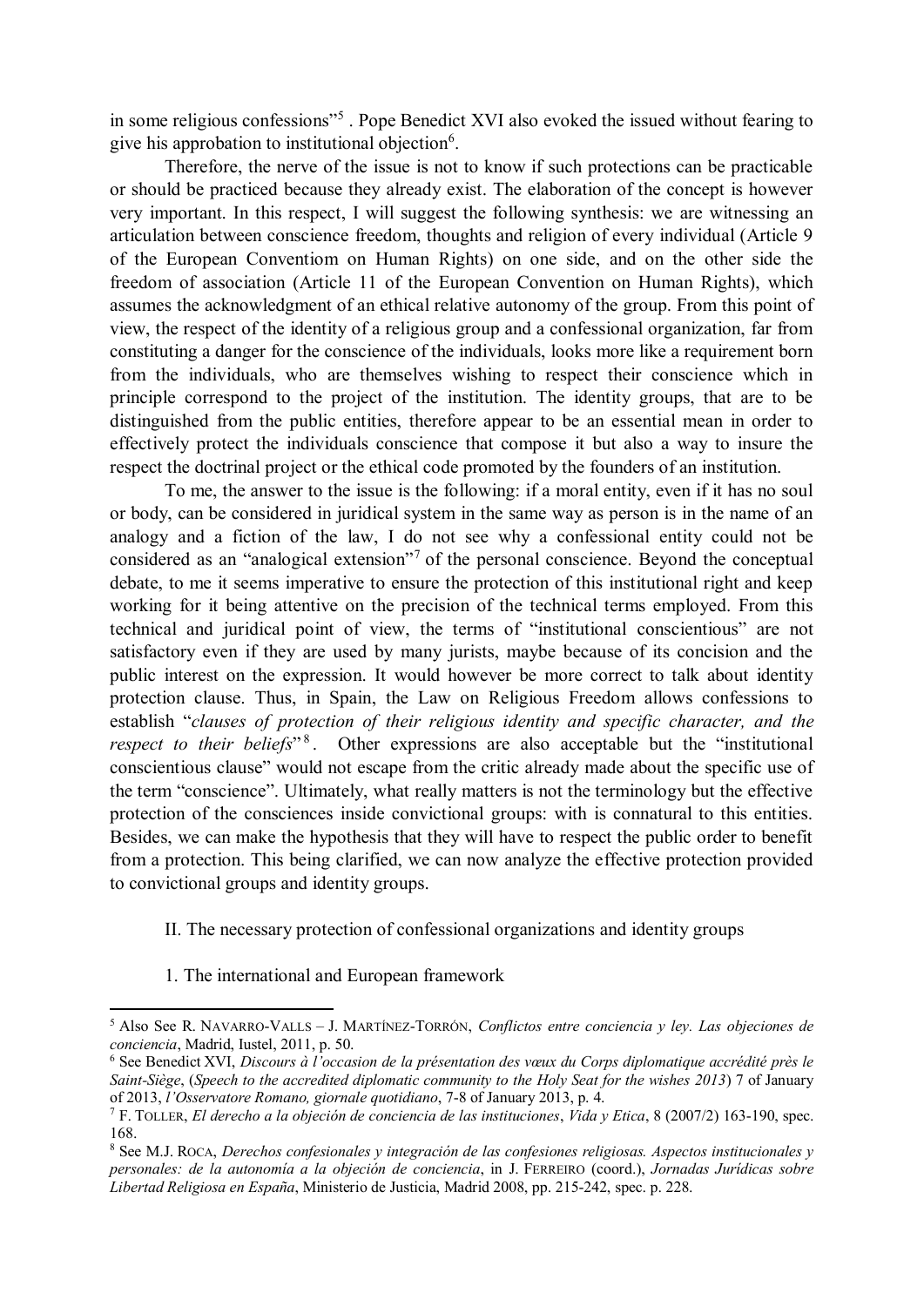in some religious confessions"[5] . Pope Benedict XVI also evoked the issued without fearing to give his approbation to institutional objection[6].

Therefore, the nerve of the issue is not to know if such protections can be practicable or should be practiced because they already exist. The elaboration of the concept is however very important. In this respect, I will suggest the following synthesis: we are witnessing an articulation between conscience freedom, thoughts and religion of every individual (Article 9 of the European Conventiom on Human Rights) on one side, and on the other side the freedom of association (Article 11 of the European Convention on Human Rights), which assumes the acknowledgment of an ethical relative autonomy of the group. From this point of view, the respect of the identity of a religious group and a confessional organization, far from constituting a danger for the conscience of the individuals, looks more like a requirement born from the individuals, who are themselves wishing to respect their conscience which in principle correspond to the project of the institution. The identity groups, that are to be distinguished from the public entities, therefore appear to be an essential mean in order to effectively protect the individuals conscience that compose it but also a way to insure the respect the doctrinal project or the ethical code promoted by the founders of an institution.

To me, the answer to the issue is the following: if a moral entity, even if it has no soul or body, can be considered in juridical system in the same way as person is in the name of an analogy and a fiction of the law, I do not see why a confessional entity could not be considered as an "analogical extension"[7] of the personal conscience. Beyond the conceptual debate, to me it seems imperative to ensure the protection of this institutional right and keep working for it being attentive on the precision of the technical terms employed. From this technical and juridical point of view, the terms of "institutional conscientious" are not satisfactory even if they are used by many jurists, maybe because of its concision and the public interest on the expression. It would however be more correct to talk about identity protection clause. Thus, in Spain, the Law on Religious Freedom allows confessions to establish "*clauses of protection of their religious identity and specific character, and the respect to their beliefs*"[8]. Other expressions are also acceptable but the "institutional conscientious clause" would not escape from the critic already made about the specific use of the term "conscience". Ultimately, what really matters is not the terminology but the effective protection of the consciences inside convictional groups: with is connatural to this entities. Besides, we can make the hypothesis that they will have to respect the public order to benefit from a protection. This being clarified, we can now analyze the effective protection provided to convictional groups and identity groups.

## II. The necessary protection of confessional organizations and identity groups

### 1. The international and European framework

---

[5] Also See R. Navarro-Valls – J. Martínez-Torrón, *Conflictos entre conciencia y ley. Las objeciones de conciencia*, Madrid, Iustel, 2011, p. 50.

[6] See Benedict XVI, *Discours à l'occasion de la présentation des vœux du Corps diplomatique accrédité près le Saint-Siège*, (*Speech to the accredited diplomatic community to the Holy Seat for the wishes 2013*) 7 of January of 2013, *l'Osservatore Romano, giornale quotidiano*, 7-8 of January 2013, p. 4.

[7] F. Toller, *El derecho a la objeción de conciencia de las instituciones*, *Vida y Etica*, 8 (2007/2) 163-190, spec. 168.

[8] See M.J. Roca, *Derechos confesionales y integración de las confesiones religiosas. Aspectos institucionales y personales: de la autonomía a la objeción de conciencia*, in J. Ferreiro (coord.), *Jornadas Jurídicas sobre Libertad Religiosa en España*, Ministerio de Justicia, Madrid 2008, pp. 215-242, spec. p. 228.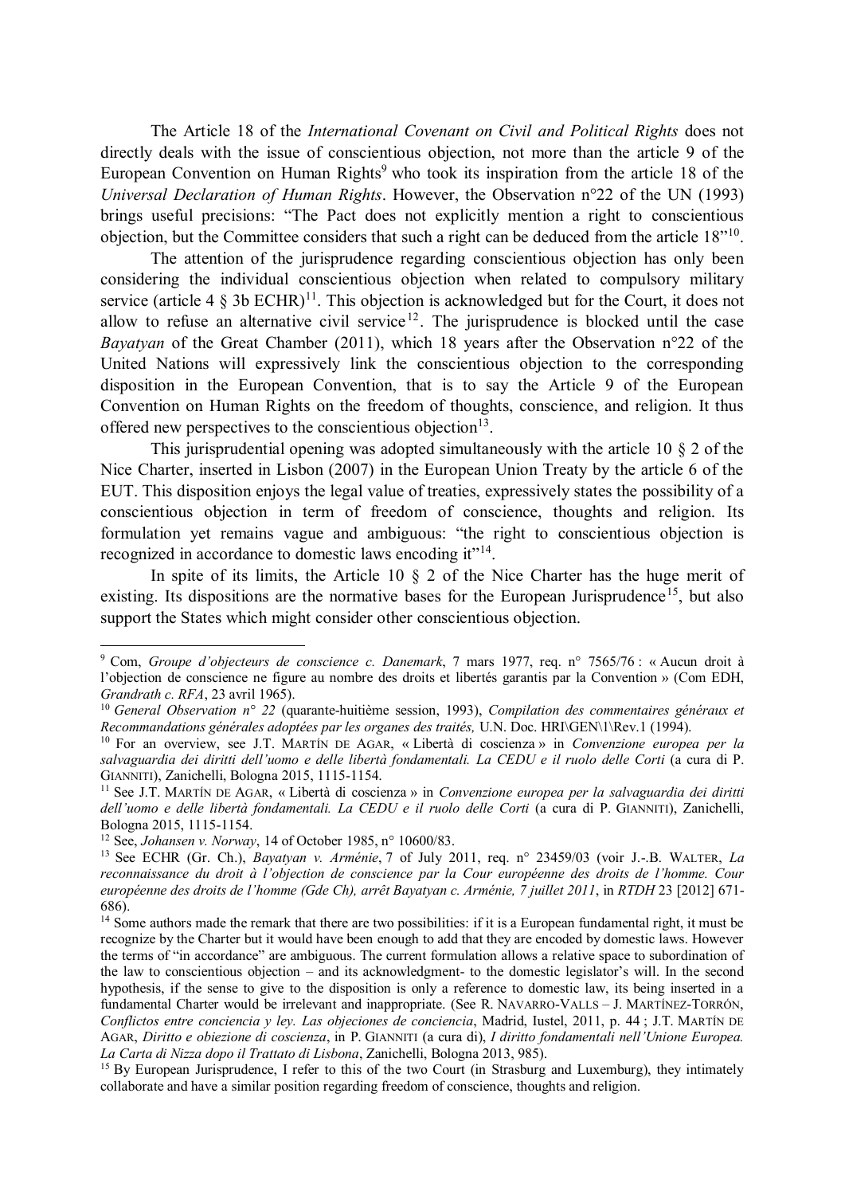The Article 18 of the *International Covenant on Civil and Political Rights* does not directly deals with the issue of conscientious objection, not more than the article 9 of the European Convention on Human Rights[9] who took its inspiration from the article 18 of the *Universal Declaration of Human Rights*. However, the Observation n°22 of the UN (1993) brings useful precisions: "The Pact does not explicitly mention a right to conscientious objection, but the Committee considers that such a right can be deduced from the article 18"[10].

The attention of the jurisprudence regarding conscientious objection has only been considering the individual conscientious objection when related to compulsory military service (article 4 § 3b ECHR)[11]. This objection is acknowledged but for the Court, it does not allow to refuse an alternative civil service[12]. The jurisprudence is blocked until the case *Bayatyan* of the Great Chamber (2011), which 18 years after the Observation n°22 of the United Nations will expressively link the conscientious objection to the corresponding disposition in the European Convention, that is to say the Article 9 of the European Convention on Human Rights on the freedom of thoughts, conscience, and religion. It thus offered new perspectives to the conscientious objection[13].

This jurisprudential opening was adopted simultaneously with the article 10 § 2 of the Nice Charter, inserted in Lisbon (2007) in the European Union Treaty by the article 6 of the EUT. This disposition enjoys the legal value of treaties, expressively states the possibility of a conscientious objection in term of freedom of conscience, thoughts and religion. Its formulation yet remains vague and ambiguous: "the right to conscientious objection is recognized in accordance to domestic laws encoding it"[14].

In spite of its limits, the Article 10 § 2 of the Nice Charter has the huge merit of existing. Its dispositions are the normative bases for the European Jurisprudence[15], but also support the States which might consider other conscientious objection.

---

[9] Com, *Groupe d'objecteurs de conscience c. Danemark*, 7 mars 1977, req. n° 7565/76 : « Aucun droit à l'objection de conscience ne figure au nombre des droits et libertés garantis par la Convention » (Com EDH, *Grandrath c. RFA*, 23 avril 1965).

[10] *General Observation n° 22* (quarante-huitième session, 1993), *Compilation des commentaires généraux et Recommandations générales adoptées par les organes des traités,* U.N. Doc. HRI\GEN\1\Rev.1 (1994).

[10] For an overview, see J.T. MARTÍN DE AGAR, « Libertà di coscienza » in *Convenzione europea per la salvaguardia dei diritti dell'uomo e delle libertà fondamentali. La CEDU e il ruolo delle Corti* (a cura di P. GIANNITI), Zanichelli, Bologna 2015, 1115-1154.

[11] See J.T. MARTÍN DE AGAR, « Libertà di coscienza » in *Convenzione europea per la salvaguardia dei diritti dell'uomo e delle libertà fondamentali. La CEDU e il ruolo delle Corti* (a cura di P. GIANNITI), Zanichelli, Bologna 2015, 1115-1154.

[12] See, *Johansen v. Norway*, 14 of October 1985, n° 10600/83.

[13] See ECHR (Gr. Ch.), *Bayatyan v. Arménie*, 7 of July 2011, req. n° 23459/03 (voir J.-.B. WALTER, *La reconnaissance du droit à l'objection de conscience par la Cour européenne des droits de l'homme. Cour européenne des droits de l'homme (Gde Ch), arrêt Bayatyan c. Arménie, 7 juillet 2011*, in *RTDH* 23 [2012] 671-686).

[14] Some authors made the remark that there are two possibilities: if it is a European fundamental right, it must be recognize by the Charter but it would have been enough to add that they are encoded by domestic laws. However the terms of "in accordance" are ambiguous. The current formulation allows a relative space to subordination of the law to conscientious objection – and its acknowledgment- to the domestic legislator's will. In the second hypothesis, if the sense to give to the disposition is only a reference to domestic law, its being inserted in a fundamental Charter would be irrelevant and inappropriate. (See R. NAVARRO-VALLS – J. MARTÍNEZ-TORRÓN, *Conflictos entre conciencia y ley. Las objeciones de conciencia*, Madrid, Iustel, 2011, p. 44 ; J.T. MARTÍN DE AGAR, *Diritto e obiezione di coscienza*, in P. GIANNITI (a cura di), *I diritto fondamentali nell'Unione Europea. La Carta di Nizza dopo il Trattato di Lisbona*, Zanichelli, Bologna 2013, 985).

[15] By European Jurisprudence, I refer to this of the two Court (in Strasburg and Luxemburg), they intimately collaborate and have a similar position regarding freedom of conscience, thoughts and religion.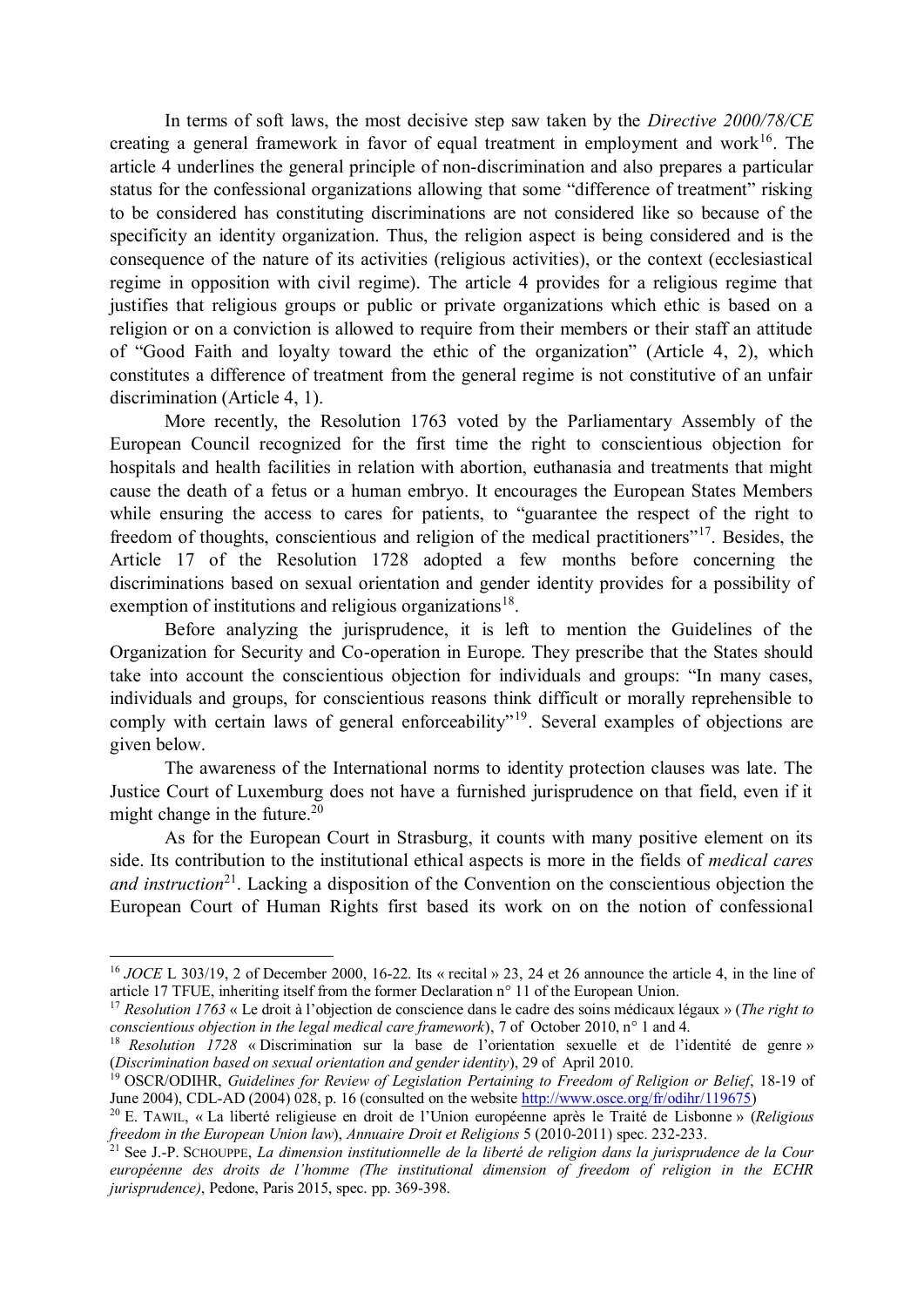In terms of soft laws, the most decisive step saw taken by the *Directive 2000/78/CE* creating a general framework in favor of equal treatment in employment and work[16]. The article 4 underlines the general principle of non-discrimination and also prepares a particular status for the confessional organizations allowing that some "difference of treatment" risking to be considered has constituting discriminations are not considered like so because of the specificity an identity organization. Thus, the religion aspect is being considered and is the consequence of the nature of its activities (religious activities), or the context (ecclesiastical regime in opposition with civil regime). The article 4 provides for a religious regime that justifies that religious groups or public or private organizations which ethic is based on a religion or on a conviction is allowed to require from their members or their staff an attitude of "Good Faith and loyalty toward the ethic of the organization" (Article 4, 2), which constitutes a difference of treatment from the general regime is not constitutive of an unfair discrimination (Article 4, 1).

More recently, the Resolution 1763 voted by the Parliamentary Assembly of the European Council recognized for the first time the right to conscientious objection for hospitals and health facilities in relation with abortion, euthanasia and treatments that might cause the death of a fetus or a human embryo. It encourages the European States Members while ensuring the access to cares for patients, to "guarantee the respect of the right to freedom of thoughts, conscientious and religion of the medical practitioners"[17]. Besides, the Article 17 of the Resolution 1728 adopted a few months before concerning the discriminations based on sexual orientation and gender identity provides for a possibility of exemption of institutions and religious organizations[18].

Before analyzing the jurisprudence, it is left to mention the Guidelines of the Organization for Security and Co-operation in Europe. They prescribe that the States should take into account the conscientious objection for individuals and groups: "In many cases, individuals and groups, for conscientious reasons think difficult or morally reprehensible to comply with certain laws of general enforceability"[19]. Several examples of objections are given below.

The awareness of the International norms to identity protection clauses was late. The Justice Court of Luxemburg does not have a furnished jurisprudence on that field, even if it might change in the future.[20]

As for the European Court in Strasburg, it counts with many positive element on its side. Its contribution to the institutional ethical aspects is more in the fields of *medical cares and instruction*[21]. Lacking a disposition of the Convention on the conscientious objection the European Court of Human Rights first based its work on on the notion of confessional

---

[16] *JOCE* L 303/19, 2 of December 2000, 16-22. Its « recital » 23, 24 et 26 announce the article 4, in the line of article 17 TFUE, inheriting itself from the former Declaration n° 11 of the European Union.

[17] *Resolution 1763* « Le droit à l'objection de conscience dans le cadre des soins médicaux légaux » (*The right to conscientious objection in the legal medical care framework*), 7 of October 2010, n° 1 and 4.

[18] *Resolution 1728* « Discrimination sur la base de l'orientation sexuelle et de l'identité de genre » (*Discrimination based on sexual orientation and gender identity*), 29 of April 2010.

[19] OSCR/ODIHR, *Guidelines for Review of Legislation Pertaining to Freedom of Religion or Belief*, 18-19 of June 2004), CDL-AD (2004) 028, p. 16 (consulted on the website http://www.osce.org/fr/odihr/119675)

[20] E. TAWIL, « La liberté religieuse en droit de l'Union européenne après le Traité de Lisbonne » (*Religious freedom in the European Union law*), *Annuaire Droit et Religions* 5 (2010-2011) spec. 232-233.

[21] See J.-P. SCHOUPPE, *La dimension institutionnelle de la liberté de religion dans la jurisprudence de la Cour européenne des droits de l'homme (The institutional dimension of freedom of religion in the ECHR jurisprudence)*, Pedone, Paris 2015, spec. pp. 369-398.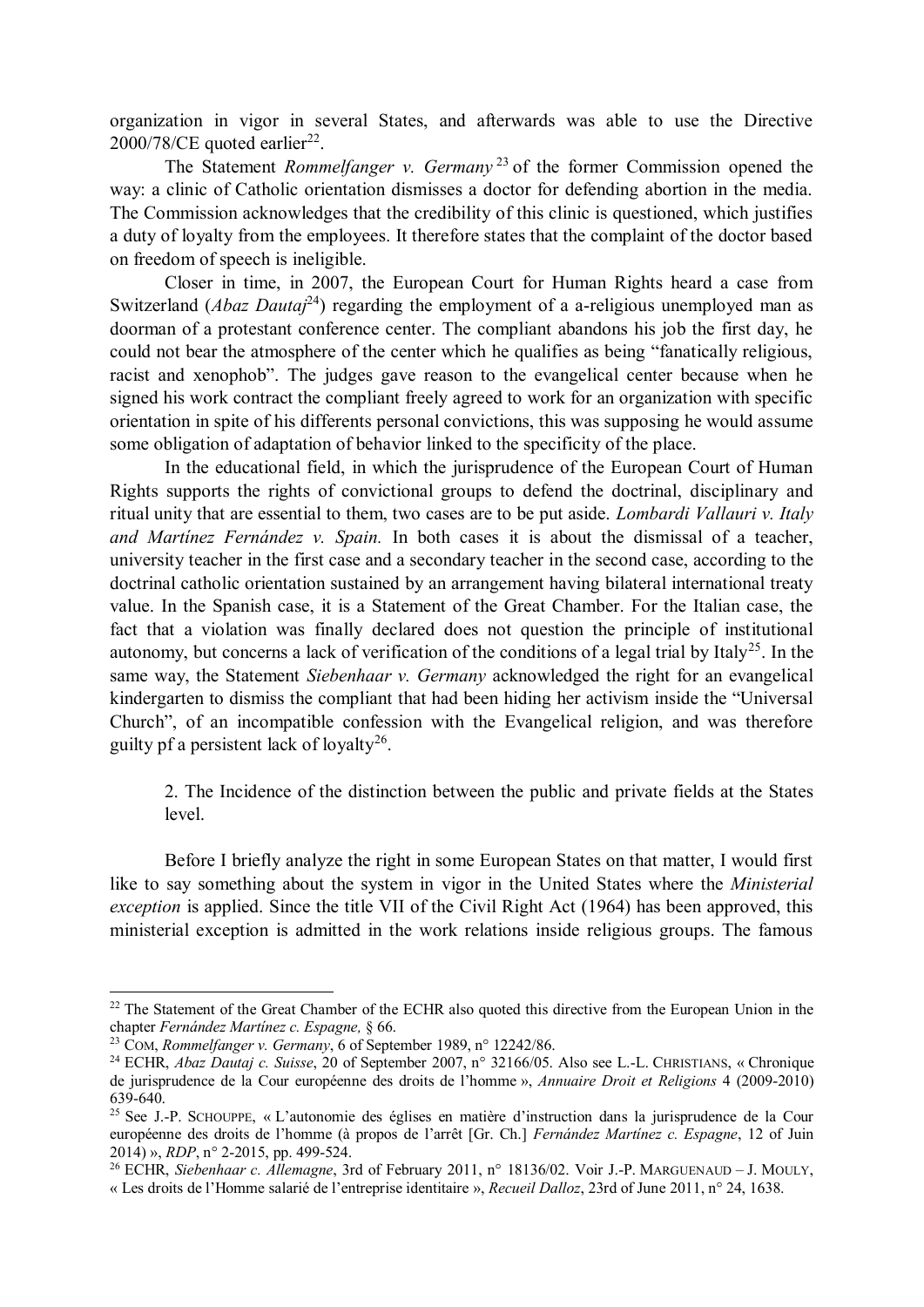organization in vigor in several States, and afterwards was able to use the Directive 2000/78/CE quoted earlier[22].

The Statement *Rommelfanger v. Germany*[23] of the former Commission opened the way: a clinic of Catholic orientation dismisses a doctor for defending abortion in the media. The Commission acknowledges that the credibility of this clinic is questioned, which justifies a duty of loyalty from the employees. It therefore states that the complaint of the doctor based on freedom of speech is ineligible.

Closer in time, in 2007, the European Court for Human Rights heard a case from Switzerland (*Abaz Dautaj*[24]) regarding the employment of a a-religious unemployed man as doorman of a protestant conference center. The compliant abandons his job the first day, he could not bear the atmosphere of the center which he qualifies as being "fanatically religious, racist and xenophob". The judges gave reason to the evangelical center because when he signed his work contract the compliant freely agreed to work for an organization with specific orientation in spite of his differents personal convictions, this was supposing he would assume some obligation of adaptation of behavior linked to the specificity of the place.

In the educational field, in which the jurisprudence of the European Court of Human Rights supports the rights of convictional groups to defend the doctrinal, disciplinary and ritual unity that are essential to them, two cases are to be put aside. *Lombardi Vallauri v. Italy and Martínez Fernández v. Spain.* In both cases it is about the dismissal of a teacher, university teacher in the first case and a secondary teacher in the second case, according to the doctrinal catholic orientation sustained by an arrangement having bilateral international treaty value. In the Spanish case, it is a Statement of the Great Chamber. For the Italian case, the fact that a violation was finally declared does not question the principle of institutional autonomy, but concerns a lack of verification of the conditions of a legal trial by Italy[25]. In the same way, the Statement *Siebenhaar v. Germany* acknowledged the right for an evangelical kindergarten to dismiss the compliant that had been hiding her activism inside the "Universal Church", of an incompatible confession with the Evangelical religion, and was therefore guilty pf a persistent lack of loyalty[26].

## 2. The Incidence of the distinction between the public and private fields at the States level.

Before I briefly analyze the right in some European States on that matter, I would first like to say something about the system in vigor in the United States where the *Ministerial exception* is applied. Since the title VII of the Civil Right Act (1964) has been approved, this ministerial exception is admitted in the work relations inside religious groups. The famous

---

[22] The Statement of the Great Chamber of the ECHR also quoted this directive from the European Union in the chapter *Fernández Martínez c. Espagne,* § 66.

[23] COM, *Rommelfanger v. Germany*, 6 of September 1989, n° 12242/86.

[24] ECHR, *Abaz Dautaj c. Suisse*, 20 of September 2007, n° 32166/05. Also see L.-L. CHRISTIANS, « Chronique de jurisprudence de la Cour européenne des droits de l'homme », *Annuaire Droit et Religions* 4 (2009-2010) 639-640.

[25] See J.-P. SCHOUPPE, « L'autonomie des églises en matière d'instruction dans la jurisprudence de la Cour européenne des droits de l'homme (à propos de l'arrêt [Gr. Ch.] *Fernández Martínez c. Espagne*, 12 of Juin 2014) », *RDP*, n° 2-2015, pp. 499-524.

[26] ECHR, *Siebenhaar c. Allemagne*, 3rd of February 2011, n° 18136/02. Voir J.-P. MARGUENAUD – J. MOULY, « Les droits de l'Homme salarié de l'entreprise identitaire », *Recueil Dalloz*, 23rd of June 2011, n° 24, 1638.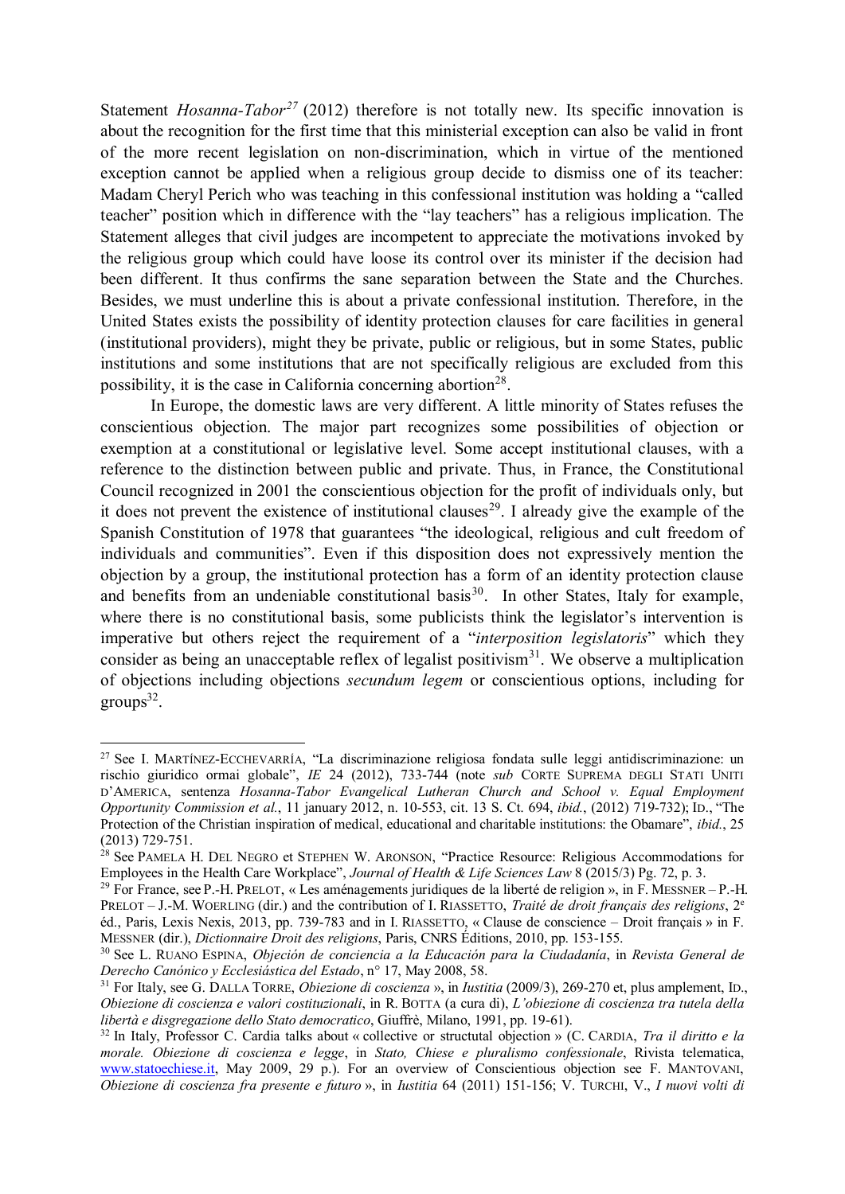Statement *Hosanna-Tabor*[27] (2012) therefore is not totally new. Its specific innovation is about the recognition for the first time that this ministerial exception can also be valid in front of the more recent legislation on non-discrimination, which in virtue of the mentioned exception cannot be applied when a religious group decide to dismiss one of its teacher: Madam Cheryl Perich who was teaching in this confessional institution was holding a "called teacher" position which in difference with the "lay teachers" has a religious implication. The Statement alleges that civil judges are incompetent to appreciate the motivations invoked by the religious group which could have loose its control over its minister if the decision had been different. It thus confirms the sane separation between the State and the Churches. Besides, we must underline this is about a private confessional institution. Therefore, in the United States exists the possibility of identity protection clauses for care facilities in general (institutional providers), might they be private, public or religious, but in some States, public institutions and some institutions that are not specifically religious are excluded from this possibility, it is the case in California concerning abortion[28].

In Europe, the domestic laws are very different. A little minority of States refuses the conscientious objection. The major part recognizes some possibilities of objection or exemption at a constitutional or legislative level. Some accept institutional clauses, with a reference to the distinction between public and private. Thus, in France, the Constitutional Council recognized in 2001 the conscientious objection for the profit of individuals only, but it does not prevent the existence of institutional clauses[29]. I already give the example of the Spanish Constitution of 1978 that guarantees "the ideological, religious and cult freedom of individuals and communities". Even if this disposition does not expressively mention the objection by a group, the institutional protection has a form of an identity protection clause and benefits from an undeniable constitutional basis[30]. In other States, Italy for example, where there is no constitutional basis, some publicists think the legislator's intervention is imperative but others reject the requirement of a "*interposition legislatoris*" which they consider as being an unacceptable reflex of legalist positivism[31]. We observe a multiplication of objections including objections *secundum legem* or conscientious options, including for groups[32].

---

[27] See I. Martínez-Ecchevarría, "La discriminazione religiosa fondata sulle leggi antidiscriminazione: un rischio giuridico ormai globale", *IE* 24 (2012), 733-744 (note *sub* Corte Suprema degli Stati Uniti d'America, sentenza *Hosanna-Tabor Evangelical Lutheran Church and School v. Equal Employment Opportunity Commission et al.*, 11 january 2012, n. 10-553, cit. 13 S. Ct. 694, *ibid.*, (2012) 719-732); Id., "The Protection of the Christian inspiration of medical, educational and charitable institutions: the Obamare", *ibid.*, 25 (2013) 729-751.

[28] See Pamela H. Del Negro et Stephen W. Aronson, "Practice Resource: Religious Accommodations for Employees in the Health Care Workplace", *Journal of Health & Life Sciences Law* 8 (2015/3) Pg. 72, p. 3.

[29] For France, see P.-H. Prelot, « Les aménagements juridiques de la liberté de religion », in F. Messner – P.-H. Prelot – J.-M. Woerling (dir.) and the contribution of I. Riassetto, *Traité de droit français des religions*, 2e éd., Paris, Lexis Nexis, 2013, pp. 739-783 and in I. Riassetto, « Clause de conscience – Droit français » in F. Messner (dir.), *Dictionnaire Droit des religions*, Paris, CNRS Éditions, 2010, pp. 153-155.

[30] See L. Ruano Espina, *Objeción de conciencia a la Educación para la Ciudadanía*, in *Revista General de Derecho Canónico y Ecclesiástica del Estado*, n° 17, May 2008, 58.

[31] For Italy, see G. Dalla Torre, *Obiezione di coscienza* », in *Iustitia* (2009/3), 269-270 et, plus amplement, Id., *Obiezione di coscienza e valori costituzionali*, in R. Botta (a cura di), *L'obiezione di coscienza tra tutela della libertà e disgregazione dello Stato democratico*, Giuffrè, Milano, 1991, pp. 19-61).

[32] In Italy, Professor C. Cardia talks about « collective or structutal objection » (C. Cardia, *Tra il diritto e la morale. Obiezione di coscienza e legge*, in *Stato, Chiese e pluralismo confessionale*, Rivista telematica, www.statoechiese.it, May 2009, 29 p.). For an overview of Conscientious objection see F. Mantovani, *Obiezione di coscienza fra presente e futuro* », in *Iustitia* 64 (2011) 151-156; V. Turchi, V., *I nuovi volti di*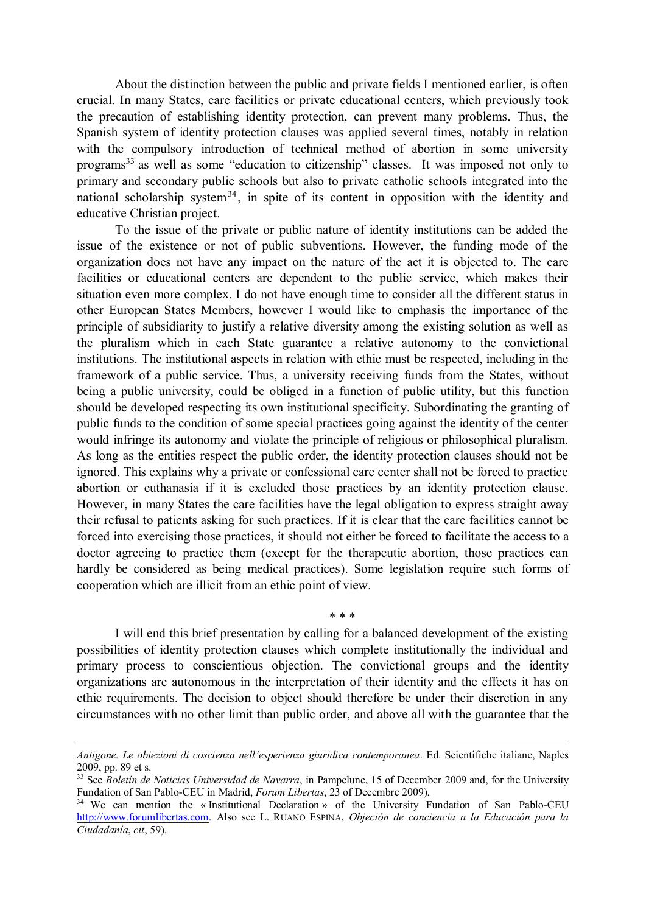About the distinction between the public and private fields I mentioned earlier, is often crucial. In many States, care facilities or private educational centers, which previously took the precaution of establishing identity protection, can prevent many problems. Thus, the Spanish system of identity protection clauses was applied several times, notably in relation with the compulsory introduction of technical method of abortion in some university programs[33] as well as some "education to citizenship" classes. It was imposed not only to primary and secondary public schools but also to private catholic schools integrated into the national scholarship system[34], in spite of its content in opposition with the identity and educative Christian project.

To the issue of the private or public nature of identity institutions can be added the issue of the existence or not of public subventions. However, the funding mode of the organization does not have any impact on the nature of the act it is objected to. The care facilities or educational centers are dependent to the public service, which makes their situation even more complex. I do not have enough time to consider all the different status in other European States Members, however I would like to emphasis the importance of the principle of subsidiarity to justify a relative diversity among the existing solution as well as the pluralism which in each State guarantee a relative autonomy to the convictional institutions. The institutional aspects in relation with ethic must be respected, including in the framework of a public service. Thus, a university receiving funds from the States, without being a public university, could be obliged in a function of public utility, but this function should be developed respecting its own institutional specificity. Subordinating the granting of public funds to the condition of some special practices going against the identity of the center would infringe its autonomy and violate the principle of religious or philosophical pluralism. As long as the entities respect the public order, the identity protection clauses should not be ignored. This explains why a private or confessional care center shall not be forced to practice abortion or euthanasia if it is excluded those practices by an identity protection clause. However, in many States the care facilities have the legal obligation to express straight away their refusal to patients asking for such practices. If it is clear that the care facilities cannot be forced into exercising those practices, it should not either be forced to facilitate the access to a doctor agreeing to practice them (except for the therapeutic abortion, those practices can hardly be considered as being medical practices). Some legislation require such forms of cooperation which are illicit from an ethic point of view.

\* \* \*

I will end this brief presentation by calling for a balanced development of the existing possibilities of identity protection clauses which complete institutionally the individual and primary process to conscientious objection. The convictional groups and the identity organizations are autonomous in the interpretation of their identity and the effects it has on ethic requirements. The decision to object should therefore be under their discretion in any circumstances with no other limit than public order, and above all with the guarantee that the

---

*Antigone. Le obiezioni di coscienza nell'esperienza giuridica contemporanea*. Ed. Scientifiche italiane, Naples 2009, pp. 89 et s.

[33] See *Boletín de Noticias Universidad de Navarra*, in Pampelune, 15 of December 2009 and, for the University Fundation of San Pablo-CEU in Madrid, *Forum Libertas*, 23 of Decembre 2009).

[34] We can mention the « Institutional Declaration » of the University Fundation of San Pablo-CEU http://www.forumlibertas.com. Also see L. RUANO ESPINA, *Objeción de conciencia a la Educación para la Ciudadanía*, *cit*, 59).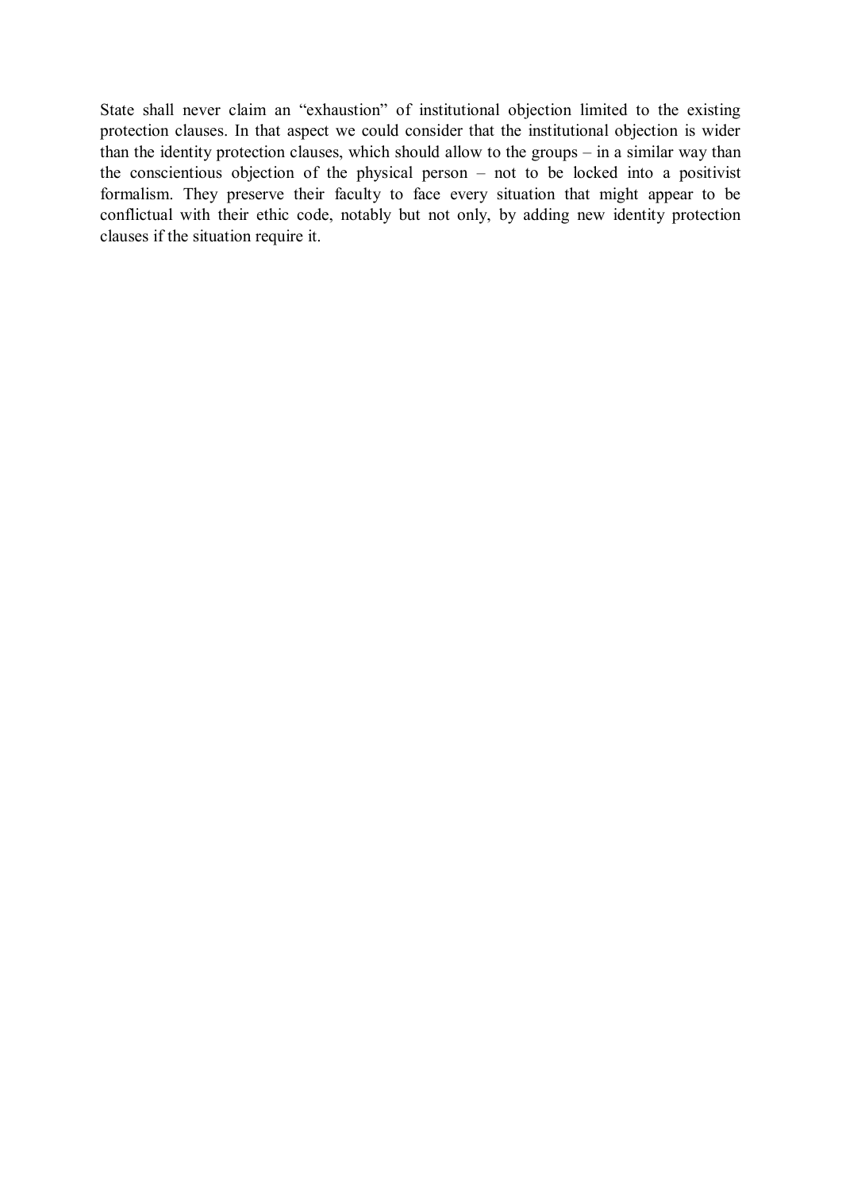State shall never claim an “exhaustion” of institutional objection limited to the existing protection clauses. In that aspect we could consider that the institutional objection is wider than the identity protection clauses, which should allow to the groups – in a similar way than the conscientious objection of the physical person – not to be locked into a positivist formalism. They preserve their faculty to face every situation that might appear to be conflictual with their ethic code, notably but not only, by adding new identity protection clauses if the situation require it.